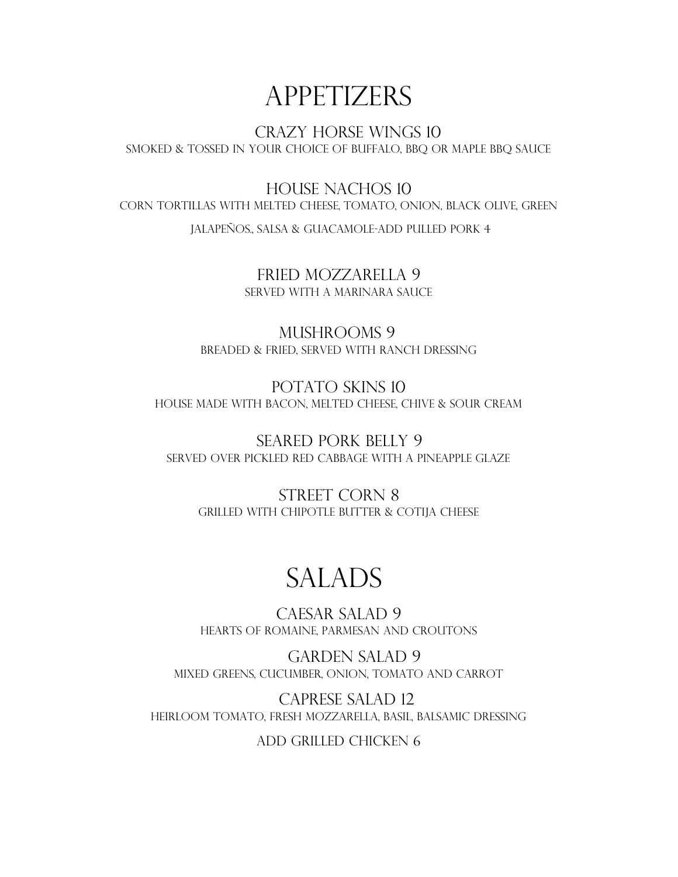# APPETIZERS

### CRAZY HORSE WINGS 10
SMOKED & TOSSED IN YOUR CHOICE OF BUFFALO, BBQ OR MAPLE BBQ SAUCE

### HOUSE NACHOS 10
CORN TORTILLAS WITH MELTED CHEESE, TOMATO, ONION, BLACK OLIVE, GREEN JALAPEÑOS., SALSA & GUACAMOLE-ADD PULLED PORK 4

### FRIED MOZZARELLA 9
SERVED WITH A MARINARA SAUCE

### MUSHROOMS 9
BREADED & FRIED, SERVED WITH RANCH DRESSING

### POTATO SKINS 10
HOUSE MADE WITH BACON, MELTED CHEESE, CHIVE & SOUR CREAM

### SEARED PORK BELLY 9
SERVED OVER PICKLED RED CABBAGE WITH A PINEAPPLE GLAZE

### STREET CORN 8
GRILLED WITH CHIPOTLE BUTTER & COTIJA CHEESE

# SALADS

### CAESAR SALAD 9
HEARTS OF ROMAINE, PARMESAN AND CROUTONS

### GARDEN SALAD 9
MIXED GREENS, CUCUMBER, ONION, TOMATO AND CARROT

### CAPRESE SALAD 12
HEIRLOOM TOMATO, FRESH MOZZARELLA, BASIL, BALSAMIC DRESSING

ADD GRILLED CHICKEN 6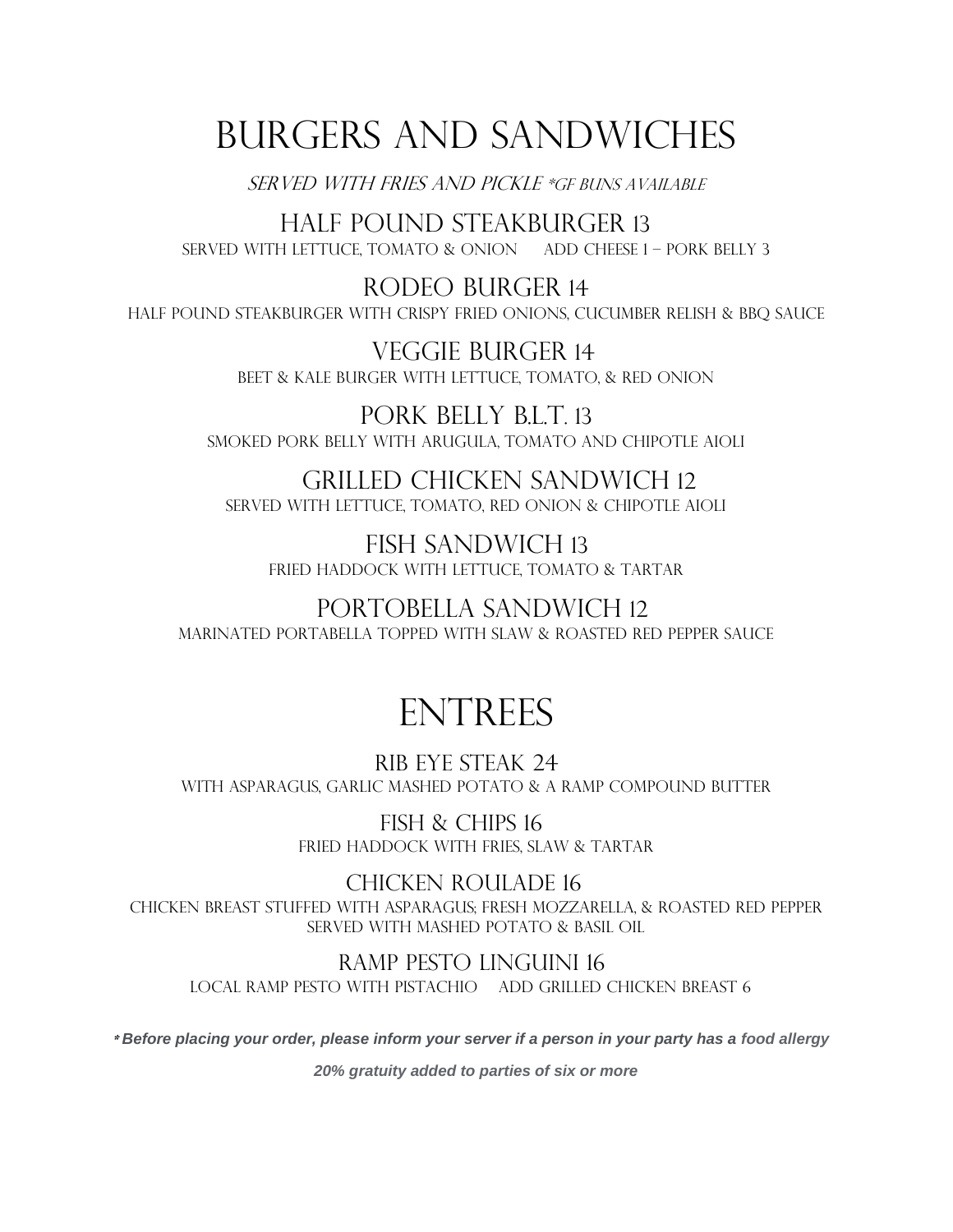# BURGERS AND SANDWICHES

*SERVED WITH FRIES AND PICKLE *GF BUNS AVAILABLE*

### HALF POUND STEAKBURGER 13

SERVED WITH LETTUCE, TOMATO & ONION    ADD CHEESE 1 – PORK BELLY 3

### RODEO BURGER 14

HALF POUND STEAKBURGER WITH CRISPY FRIED ONIONS, CUCUMBER RELISH & BBQ SAUCE

### VEGGIE BURGER 14

BEET & KALE BURGER WITH LETTUCE, TOMATO, & RED ONION

### PORK BELLY B.L.T. 13

SMOKED PORK BELLY WITH ARUGULA, TOMATO AND CHIPOTLE AIOLI

### GRILLED CHICKEN SANDWICH 12

SERVED WITH LETTUCE, TOMATO, RED ONION & CHIPOTLE AIOLI

### FISH SANDWICH 13

FRIED HADDOCK WITH LETTUCE, TOMATO & TARTAR

### PORTOBELLA SANDWICH 12

MARINATED PORTABELLA TOPPED WITH SLAW & ROASTED RED PEPPER SAUCE

# ENTREES

### RIB EYE STEAK 24

WITH ASPARAGUS, GARLIC MASHED POTATO & A RAMP COMPOUND BUTTER

### FISH & CHIPS 16

FRIED HADDOCK WITH FRIES, SLAW & TARTAR

### CHICKEN ROULADE 16

CHICKEN BREAST STUFFED WITH ASPARAGUS; FRESH MOZZARELLA, & ROASTED RED PEPPER SERVED WITH MASHED POTATO & BASIL OIL

### RAMP PESTO LINGUINI 16

LOCAL RAMP PESTO WITH PISTACHIO    ADD GRILLED CHICKEN BREAST 6

***Before placing your order, please inform your server if a person in your party has a food allergy***

***20% gratuity added to parties of six or more***